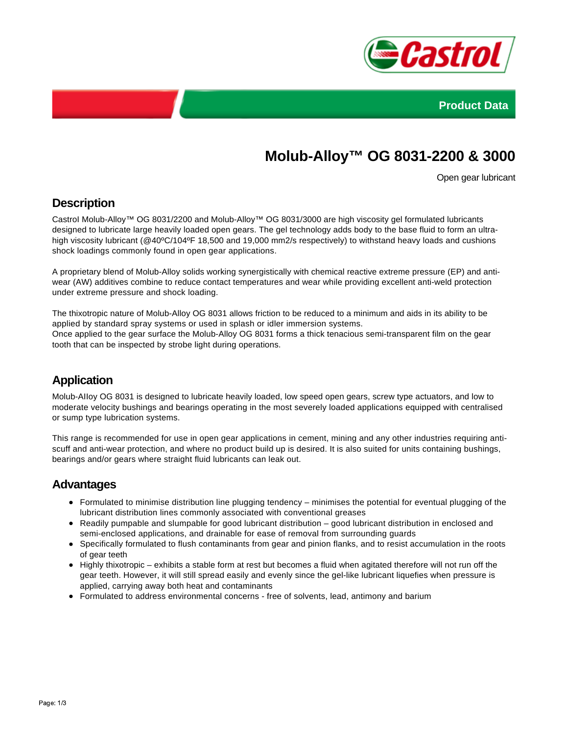Product Data

# Molub-Alloy™ OG 8031-2200 & 3000

Open gear lubricant

## Description

Castrol Molub-Alloy™ OG 8031/2200 and Molub-Alloy™ OG 8031/3000 are high viscosity gel formulated lubricants designed to lubricate large heavily loaded open gears. The gel technology adds body to the base fluid to form an ultra-high viscosity lubricant (@40ºC/104ºF 18,500 and 19,000 mm2/s respectively) to withstand heavy loads and cushions shock loadings commonly found in open gear applications.

A proprietary blend of Molub-Alloy solids working synergistically with chemical reactive extreme pressure (EP) and anti-wear (AW) additives combine to reduce contact temperatures and wear while providing excellent anti-weld protection under extreme pressure and shock loading.

The thixotropic nature of Molub-Alloy OG 8031 allows friction to be reduced to a minimum and aids in its ability to be applied by standard spray systems or used in splash or idler immersion systems.
Once applied to the gear surface the Molub-Alloy OG 8031 forms a thick tenacious semi-transparent film on the gear tooth that can be inspected by strobe light during operations.

## Application

Molub-Alloy OG 8031 is designed to lubricate heavily loaded, low speed open gears, screw type actuators, and low to moderate velocity bushings and bearings operating in the most severely loaded applications equipped with centralised or sump type lubrication systems.

This range is recommended for use in open gear applications in cement, mining and any other industries requiring anti-scuff and anti-wear protection, and where no product build up is desired. It is also suited for units containing bushings, bearings and/or gears where straight fluid lubricants can leak out.

## Advantages

- Formulated to minimise distribution line plugging tendency – minimises the potential for eventual plugging of the lubricant distribution lines commonly associated with conventional greases
- Readily pumpable and slumpable for good lubricant distribution – good lubricant distribution in enclosed and semi-enclosed applications, and drainable for ease of removal from surrounding guards
- Specifically formulated to flush contaminants from gear and pinion flanks, and to resist accumulation in the roots of gear teeth
- Highly thixotropic – exhibits a stable form at rest but becomes a fluid when agitated therefore will not run off the gear teeth. However, it will still spread easily and evenly since the gel-like lubricant liquefies when pressure is applied, carrying away both heat and contaminants
- Formulated to address environmental concerns - free of solvents, lead, antimony and barium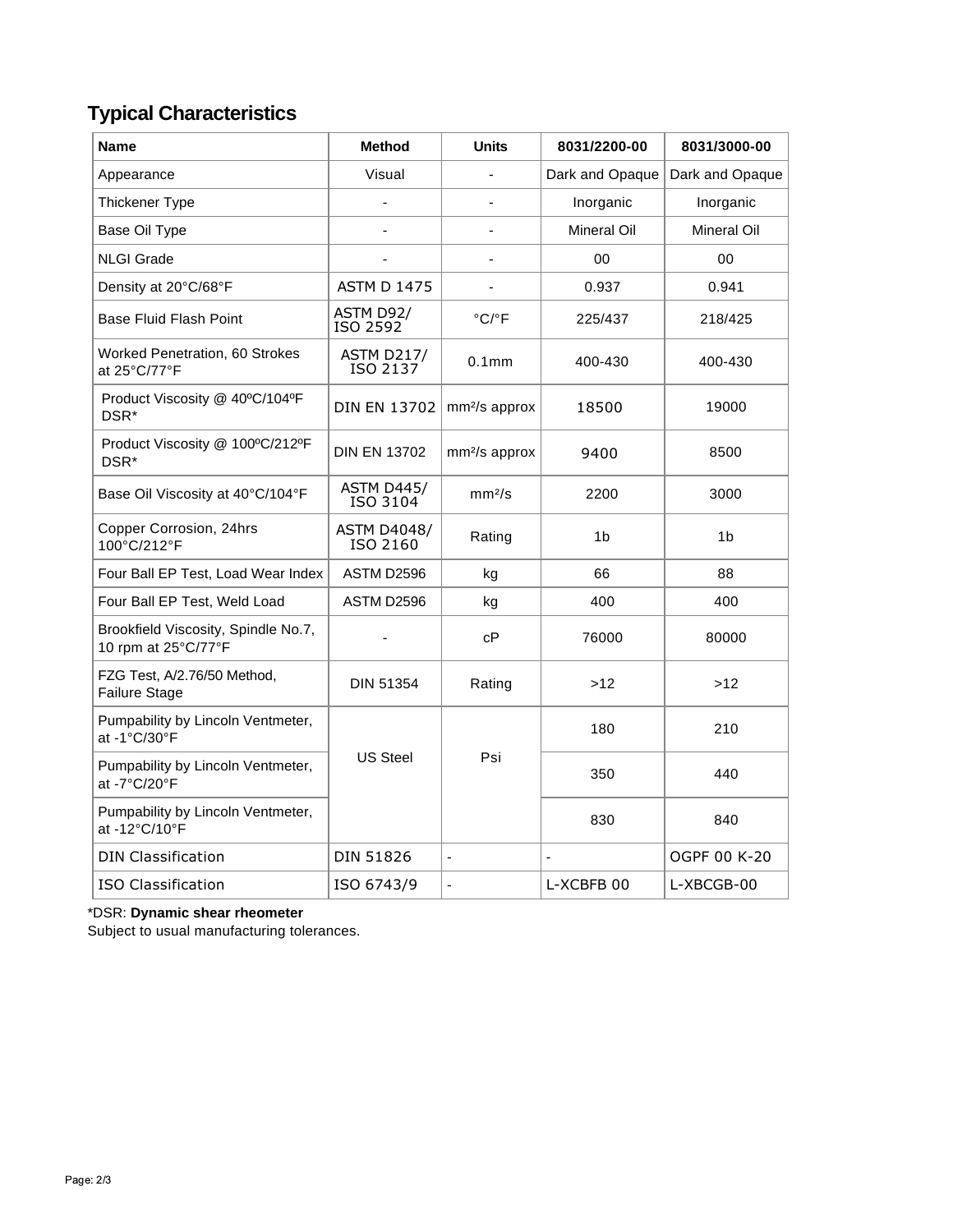## Typical Characteristics

| Name | Method | Units | 8031/2200-00 | 8031/3000-00 |
|---|---|---|---|---|
| Appearance | Visual | - | Dark and Opaque | Dark and Opaque |
| Thickener Type | - | - | Inorganic | Inorganic |
| Base Oil Type | - | - | Mineral Oil | Mineral Oil |
| NLGI Grade | - | - | 00 | 00 |
| Density at 20°C/68°F | ASTM D 1475 | - | 0.937 | 0.941 |
| Base Fluid Flash Point | ASTM D92/ ISO 2592 | °C/°F | 225/437 | 218/425 |
| Worked Penetration, 60 Strokes at 25°C/77°F | ASTM D217/ ISO 2137 | 0.1mm | 400-430 | 400-430 |
| Product Viscosity @ 40ºC/104ºF DSR* | DIN EN 13702 | $mm^2/s$ approx | 18500 | 19000 |
| Product Viscosity @ 100ºC/212ºF DSR* | DIN EN 13702 | $mm^2/s$ approx | 9400 | 8500 |
| Base Oil Viscosity at 40°C/104°F | ASTM D445/ ISO 3104 | $mm^2/s$ | 2200 | 3000 |
| Copper Corrosion, 24hrs 100°C/212°F | ASTM D4048/ ISO 2160 | Rating | 1b | 1b |
| Four Ball EP Test, Load Wear Index | ASTM D2596 | kg | 66 | 88 |
| Four Ball EP Test, Weld Load | ASTM D2596 | kg | 400 | 400 |
| Brookfield Viscosity, Spindle No.7, 10 rpm at 25°C/77°F | - | cP | 76000 | 80000 |
| FZG Test, A/2.76/50 Method, Failure Stage | DIN 51354 | Rating | >12 | >12 |
| Pumpability by Lincoln Ventmeter, at -1°C/30°F | US Steel | Psi | 180 | 210 |
| Pumpability by Lincoln Ventmeter, at -7°C/20°F | | | 350 | 440 |
| Pumpability by Lincoln Ventmeter, at -12°C/10°F | | | 830 | 840 |
| DIN Classification | DIN 51826 | - | - | OGPF 00 K-20 |
| ISO Classification | ISO 6743/9 | - | L-XCBFB 00 | L-XBCGB-00 |

*DSR: **Dynamic shear rheometer**

Subject to usual manufacturing tolerances.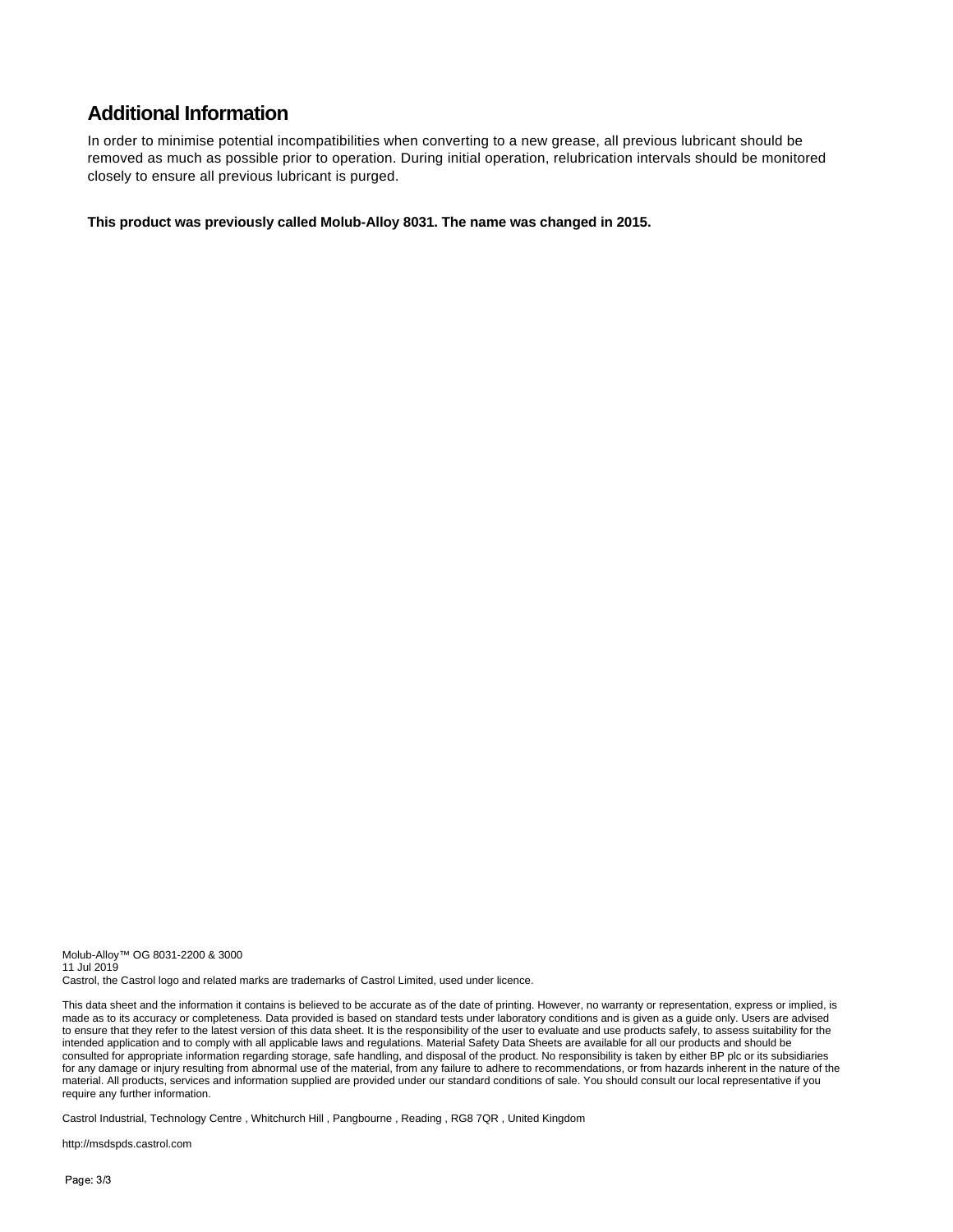## Additional Information

In order to minimise potential incompatibilities when converting to a new grease, all previous lubricant should be removed as much as possible prior to operation. During initial operation, relubrication intervals should be monitored closely to ensure all previous lubricant is purged.

**This product was previously called Molub-Alloy 8031. The name was changed in 2015.**

Molub-Alloy™ OG 8031-2200 & 3000
11 Jul 2019
Castrol, the Castrol logo and related marks are trademarks of Castrol Limited, used under licence.

This data sheet and the information it contains is believed to be accurate as of the date of printing. However, no warranty or representation, express or implied, is made as to its accuracy or completeness. Data provided is based on standard tests under laboratory conditions and is given as a guide only. Users are advised to ensure that they refer to the latest version of this data sheet. It is the responsibility of the user to evaluate and use products safely, to assess suitability for the intended application and to comply with all applicable laws and regulations. Material Safety Data Sheets are available for all our products and should be consulted for appropriate information regarding storage, safe handling, and disposal of the product. No responsibility is taken by either BP plc or its subsidiaries for any damage or injury resulting from abnormal use of the material, from any failure to adhere to recommendations, or from hazards inherent in the nature of the material. All products, services and information supplied are provided under our standard conditions of sale. You should consult our local representative if you require any further information.

Castrol Industrial, Technology Centre , Whitchurch Hill , Pangbourne , Reading , RG8 7QR , United Kingdom

http://msdspds.castrol.com